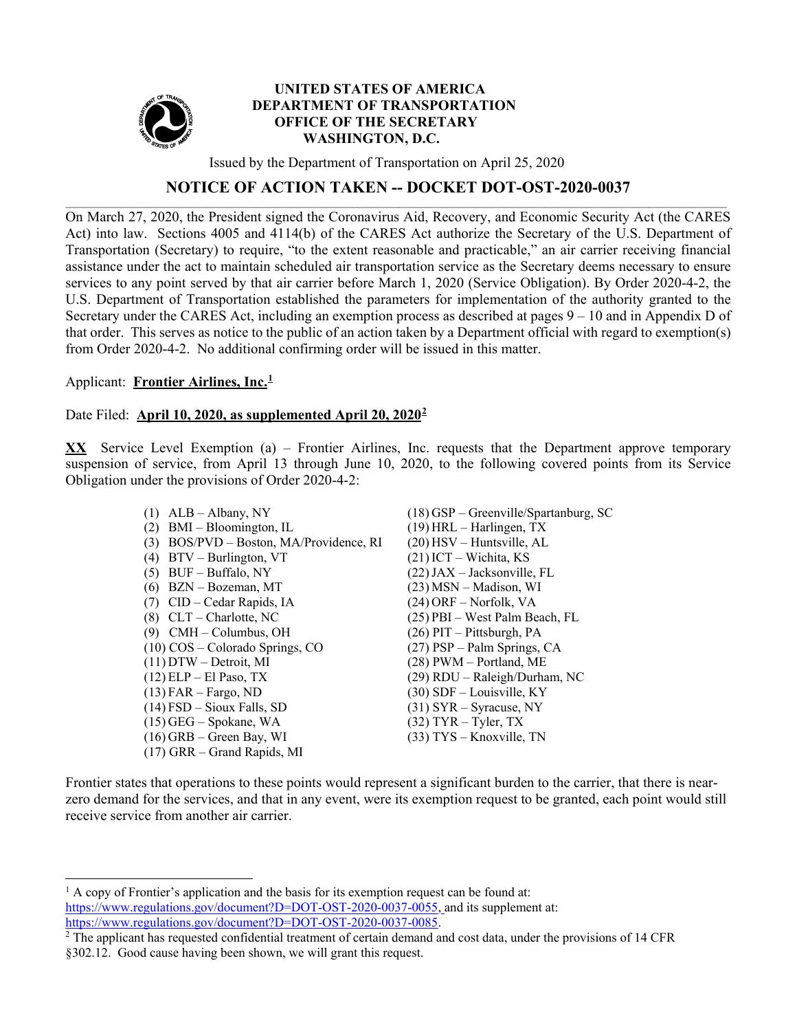**UNITED STATES OF AMERICA**
**DEPARTMENT OF TRANSPORTATION**
**OFFICE OF THE SECRETARY**
**WASHINGTON, D.C.**

Issued by the Department of Transportation on April 25, 2020

## NOTICE OF ACTION TAKEN -- DOCKET DOT-OST-2020-0037

On March 27, 2020, the President signed the Coronavirus Aid, Recovery, and Economic Security Act (the CARES Act) into law. Sections 4005 and 4114(b) of the CARES Act authorize the Secretary of the U.S. Department of Transportation (Secretary) to require, "to the extent reasonable and practicable," an air carrier receiving financial assistance under the act to maintain scheduled air transportation service as the Secretary deems necessary to ensure services to any point served by that air carrier before March 1, 2020 (Service Obligation). By Order 2020-4-2, the U.S. Department of Transportation established the parameters for implementation of the authority granted to the Secretary under the CARES Act, including an exemption process as described at pages 9 – 10 and in Appendix D of that order. This serves as notice to the public of an action taken by a Department official with regard to exemption(s) from Order 2020-4-2. No additional confirming order will be issued in this matter.

Applicant: **Frontier Airlines, Inc.**[1]

Date Filed: **April 10, 2020, as supplemented April 20, 2020**[2]

**XX** Service Level Exemption (a) – Frontier Airlines, Inc. requests that the Department approve temporary suspension of service, from April 13 through June 10, 2020, to the following covered points from its Service Obligation under the provisions of Order 2020-4-2:

(1) ALB – Albany, NY
(2) BMI – Bloomington, IL
(3) BOS/PVD – Boston, MA/Providence, RI
(4) BTV – Burlington, VT
(5) BUF – Buffalo, NY
(6) BZN – Bozeman, MT
(7) CID – Cedar Rapids, IA
(8) CLT – Charlotte, NC
(9) CMH – Columbus, OH
(10) COS – Colorado Springs, CO
(11) DTW – Detroit, MI
(12) ELP – El Paso, TX
(13) FAR – Fargo, ND
(14) FSD – Sioux Falls, SD
(15) GEG – Spokane, WA
(16) GRB – Green Bay, WI
(17) GRR – Grand Rapids, MI
(18) GSP – Greenville/Spartanburg, SC
(19) HRL – Harlingen, TX
(20) HSV – Huntsville, AL
(21) ICT – Wichita, KS
(22) JAX – Jacksonville, FL
(23) MSN – Madison, WI
(24) ORF – Norfolk, VA
(25) PBI – West Palm Beach, FL
(26) PIT – Pittsburgh, PA
(27) PSP – Palm Springs, CA
(28) PWM – Portland, ME
(29) RDU – Raleigh/Durham, NC
(30) SDF – Louisville, KY
(31) SYR – Syracuse, NY
(32) TYR – Tyler, TX
(33) TYS – Knoxville, TN

Frontier states that operations to these points would represent a significant burden to the carrier, that there is near-zero demand for the services, and that in any event, were its exemption request to be granted, each point would still receive service from another air carrier.

---

[1] A copy of Frontier's application and the basis for its exemption request can be found at: https://www.regulations.gov/document?D=DOT-OST-2020-0037-0055, and its supplement at: https://www.regulations.gov/document?D=DOT-OST-2020-0037-0085.

[2] The applicant has requested confidential treatment of certain demand and cost data, under the provisions of 14 CFR §302.12. Good cause having been shown, we will grant this request.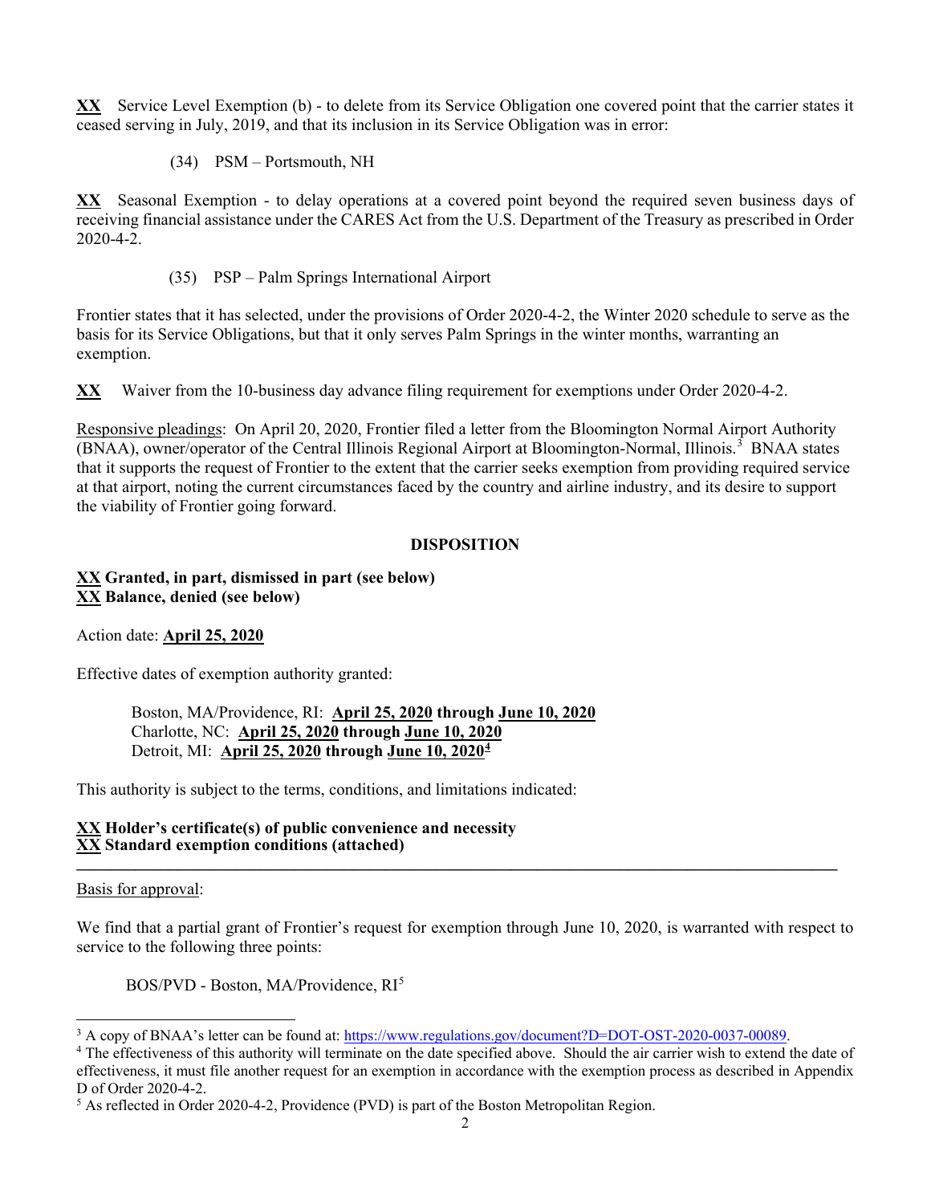**XX** Service Level Exemption (b) - to delete from its Service Obligation one covered point that the carrier states it ceased serving in July, 2019, and that its inclusion in its Service Obligation was in error:

(34) PSM – Portsmouth, NH

**XX** Seasonal Exemption - to delay operations at a covered point beyond the required seven business days of receiving financial assistance under the CARES Act from the U.S. Department of the Treasury as prescribed in Order 2020-4-2.

(35) PSP – Palm Springs International Airport

Frontier states that it has selected, under the provisions of Order 2020-4-2, the Winter 2020 schedule to serve as the basis for its Service Obligations, but that it only serves Palm Springs in the winter months, warranting an exemption.

**XX** Waiver from the 10-business day advance filing requirement for exemptions under Order 2020-4-2.

Responsive pleadings: On April 20, 2020, Frontier filed a letter from the Bloomington Normal Airport Authority (BNAA), owner/operator of the Central Illinois Regional Airport at Bloomington-Normal, Illinois.[3] BNAA states that it supports the request of Frontier to the extent that the carrier seeks exemption from providing required service at that airport, noting the current circumstances faced by the country and airline industry, and its desire to support the viability of Frontier going forward.

## DISPOSITION

**XX Granted, in part, dismissed in part (see below)**
**XX Balance, denied (see below)**

Action date: **April 25, 2020**

Effective dates of exemption authority granted:

Boston, MA/Providence, RI: **April 25, 2020 through June 10, 2020**
Charlotte, NC: **April 25, 2020 through June 10, 2020**
Detroit, MI: **April 25, 2020 through June 10, 2020**[4]

This authority is subject to the terms, conditions, and limitations indicated:

**XX Holder's certificate(s) of public convenience and necessity**
**XX Standard exemption conditions (attached)**

---

Basis for approval:

We find that a partial grant of Frontier's request for exemption through June 10, 2020, is warranted with respect to service to the following three points:

BOS/PVD - Boston, MA/Providence, RI[5]

---

[3] A copy of BNAA's letter can be found at: https://www.regulations.gov/document?D=DOT-OST-2020-0037-00089.

[4] The effectiveness of this authority will terminate on the date specified above. Should the air carrier wish to extend the date of effectiveness, it must file another request for an exemption in accordance with the exemption process as described in Appendix D of Order 2020-4-2.

[5] As reflected in Order 2020-4-2, Providence (PVD) is part of the Boston Metropolitan Region.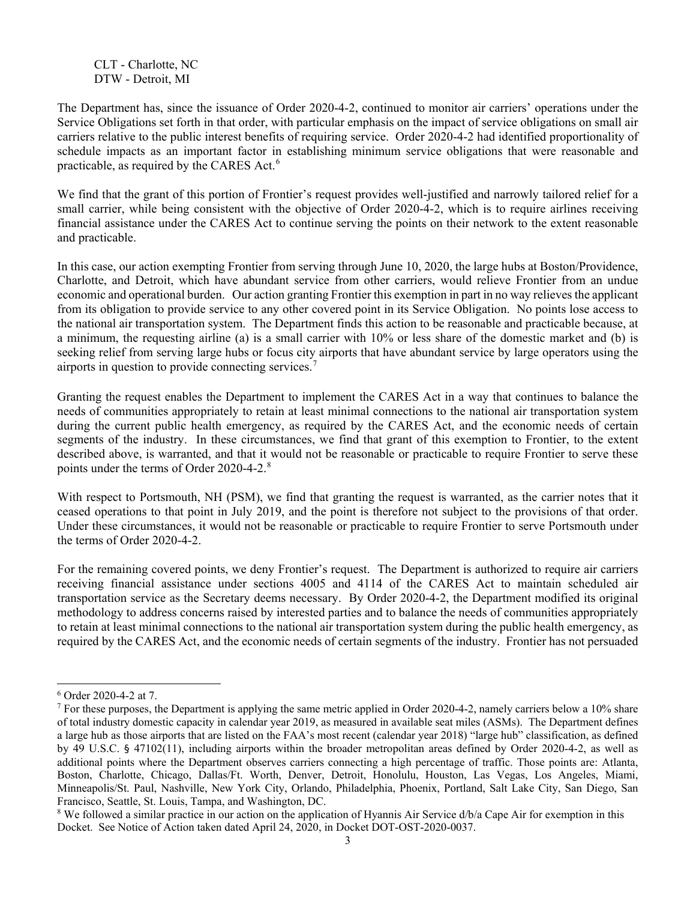CLT - Charlotte, NC
DTW - Detroit, MI

The Department has, since the issuance of Order 2020-4-2, continued to monitor air carriers' operations under the Service Obligations set forth in that order, with particular emphasis on the impact of service obligations on small air carriers relative to the public interest benefits of requiring service. Order 2020-4-2 had identified proportionality of schedule impacts as an important factor in establishing minimum service obligations that were reasonable and practicable, as required by the CARES Act.[6]

We find that the grant of this portion of Frontier's request provides well-justified and narrowly tailored relief for a small carrier, while being consistent with the objective of Order 2020-4-2, which is to require airlines receiving financial assistance under the CARES Act to continue serving the points on their network to the extent reasonable and practicable.

In this case, our action exempting Frontier from serving through June 10, 2020, the large hubs at Boston/Providence, Charlotte, and Detroit, which have abundant service from other carriers, would relieve Frontier from an undue economic and operational burden. Our action granting Frontier this exemption in part in no way relieves the applicant from its obligation to provide service to any other covered point in its Service Obligation. No points lose access to the national air transportation system. The Department finds this action to be reasonable and practicable because, at a minimum, the requesting airline (a) is a small carrier with 10% or less share of the domestic market and (b) is seeking relief from serving large hubs or focus city airports that have abundant service by large operators using the airports in question to provide connecting services.[7]

Granting the request enables the Department to implement the CARES Act in a way that continues to balance the needs of communities appropriately to retain at least minimal connections to the national air transportation system during the current public health emergency, as required by the CARES Act, and the economic needs of certain segments of the industry. In these circumstances, we find that grant of this exemption to Frontier, to the extent described above, is warranted, and that it would not be reasonable or practicable to require Frontier to serve these points under the terms of Order 2020-4-2.[8]

With respect to Portsmouth, NH (PSM), we find that granting the request is warranted, as the carrier notes that it ceased operations to that point in July 2019, and the point is therefore not subject to the provisions of that order. Under these circumstances, it would not be reasonable or practicable to require Frontier to serve Portsmouth under the terms of Order 2020-4-2.

For the remaining covered points, we deny Frontier's request. The Department is authorized to require air carriers receiving financial assistance under sections 4005 and 4114 of the CARES Act to maintain scheduled air transportation service as the Secretary deems necessary. By Order 2020-4-2, the Department modified its original methodology to address concerns raised by interested parties and to balance the needs of communities appropriately to retain at least minimal connections to the national air transportation system during the public health emergency, as required by the CARES Act, and the economic needs of certain segments of the industry. Frontier has not persuaded

---

[6] Order 2020-4-2 at 7.

[7] For these purposes, the Department is applying the same metric applied in Order 2020-4-2, namely carriers below a 10% share of total industry domestic capacity in calendar year 2019, as measured in available seat miles (ASMs). The Department defines a large hub as those airports that are listed on the FAA's most recent (calendar year 2018) "large hub" classification, as defined by 49 U.S.C. § 47102(11), including airports within the broader metropolitan areas defined by Order 2020-4-2, as well as additional points where the Department observes carriers connecting a high percentage of traffic. Those points are: Atlanta, Boston, Charlotte, Chicago, Dallas/Ft. Worth, Denver, Detroit, Honolulu, Houston, Las Vegas, Los Angeles, Miami, Minneapolis/St. Paul, Nashville, New York City, Orlando, Philadelphia, Phoenix, Portland, Salt Lake City, San Diego, San Francisco, Seattle, St. Louis, Tampa, and Washington, DC.

[8] We followed a similar practice in our action on the application of Hyannis Air Service d/b/a Cape Air for exemption in this Docket. See Notice of Action taken dated April 24, 2020, in Docket DOT-OST-2020-0037.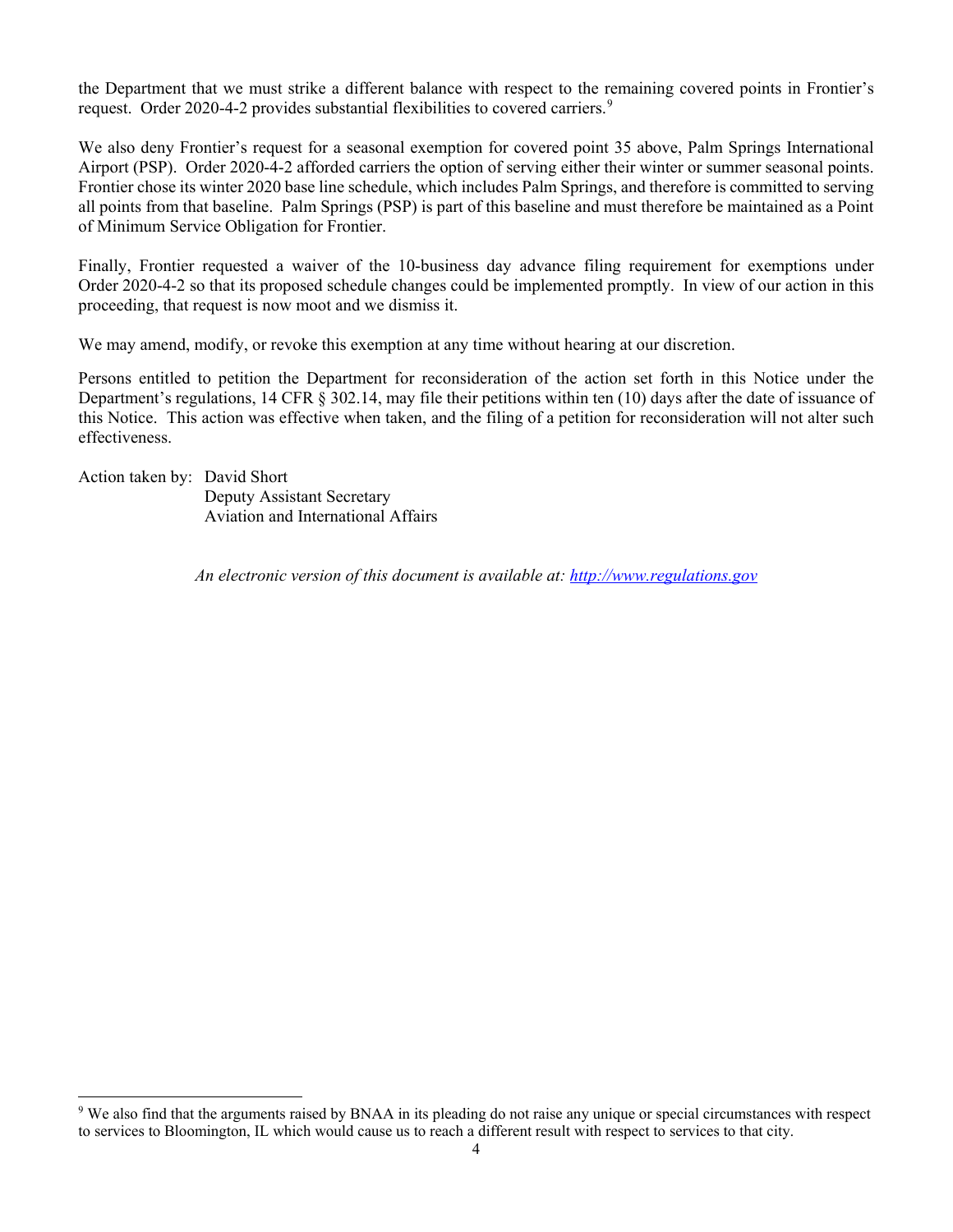the Department that we must strike a different balance with respect to the remaining covered points in Frontier's request. Order 2020-4-2 provides substantial flexibilities to covered carriers.[9]

We also deny Frontier's request for a seasonal exemption for covered point 35 above, Palm Springs International Airport (PSP). Order 2020-4-2 afforded carriers the option of serving either their winter or summer seasonal points. Frontier chose its winter 2020 base line schedule, which includes Palm Springs, and therefore is committed to serving all points from that baseline. Palm Springs (PSP) is part of this baseline and must therefore be maintained as a Point of Minimum Service Obligation for Frontier.

Finally, Frontier requested a waiver of the 10-business day advance filing requirement for exemptions under Order 2020-4-2 so that its proposed schedule changes could be implemented promptly. In view of our action in this proceeding, that request is now moot and we dismiss it.

We may amend, modify, or revoke this exemption at any time without hearing at our discretion.

Persons entitled to petition the Department for reconsideration of the action set forth in this Notice under the Department's regulations, 14 CFR § 302.14, may file their petitions within ten (10) days after the date of issuance of this Notice. This action was effective when taken, and the filing of a petition for reconsideration will not alter such effectiveness.

Action taken by: David Short
Deputy Assistant Secretary
Aviation and International Affairs

*An electronic version of this document is available at: http://www.regulations.gov*

[9] We also find that the arguments raised by BNAA in its pleading do not raise any unique or special circumstances with respect to services to Bloomington, IL which would cause us to reach a different result with respect to services to that city.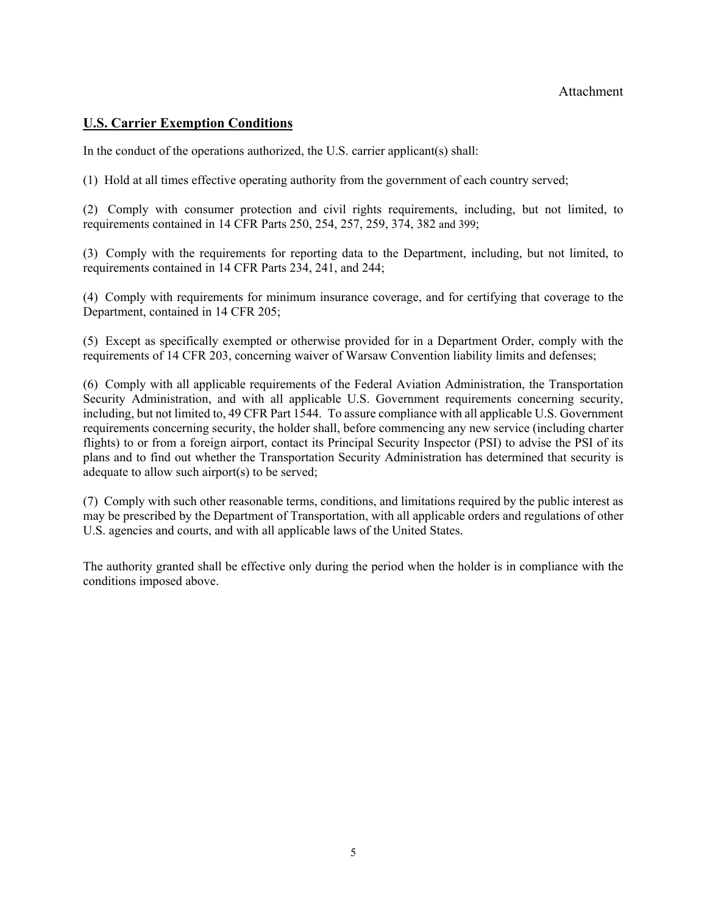Attachment

## U.S. Carrier Exemption Conditions

In the conduct of the operations authorized, the U.S. carrier applicant(s) shall:

(1) Hold at all times effective operating authority from the government of each country served;

(2) Comply with consumer protection and civil rights requirements, including, but not limited, to requirements contained in 14 CFR Parts 250, 254, 257, 259, 374, 382 and 399;

(3) Comply with the requirements for reporting data to the Department, including, but not limited, to requirements contained in 14 CFR Parts 234, 241, and 244;

(4) Comply with requirements for minimum insurance coverage, and for certifying that coverage to the Department, contained in 14 CFR 205;

(5) Except as specifically exempted or otherwise provided for in a Department Order, comply with the requirements of 14 CFR 203, concerning waiver of Warsaw Convention liability limits and defenses;

(6) Comply with all applicable requirements of the Federal Aviation Administration, the Transportation Security Administration, and with all applicable U.S. Government requirements concerning security, including, but not limited to, 49 CFR Part 1544. To assure compliance with all applicable U.S. Government requirements concerning security, the holder shall, before commencing any new service (including charter flights) to or from a foreign airport, contact its Principal Security Inspector (PSI) to advise the PSI of its plans and to find out whether the Transportation Security Administration has determined that security is adequate to allow such airport(s) to be served;

(7) Comply with such other reasonable terms, conditions, and limitations required by the public interest as may be prescribed by the Department of Transportation, with all applicable orders and regulations of other U.S. agencies and courts, and with all applicable laws of the United States.

The authority granted shall be effective only during the period when the holder is in compliance with the conditions imposed above.